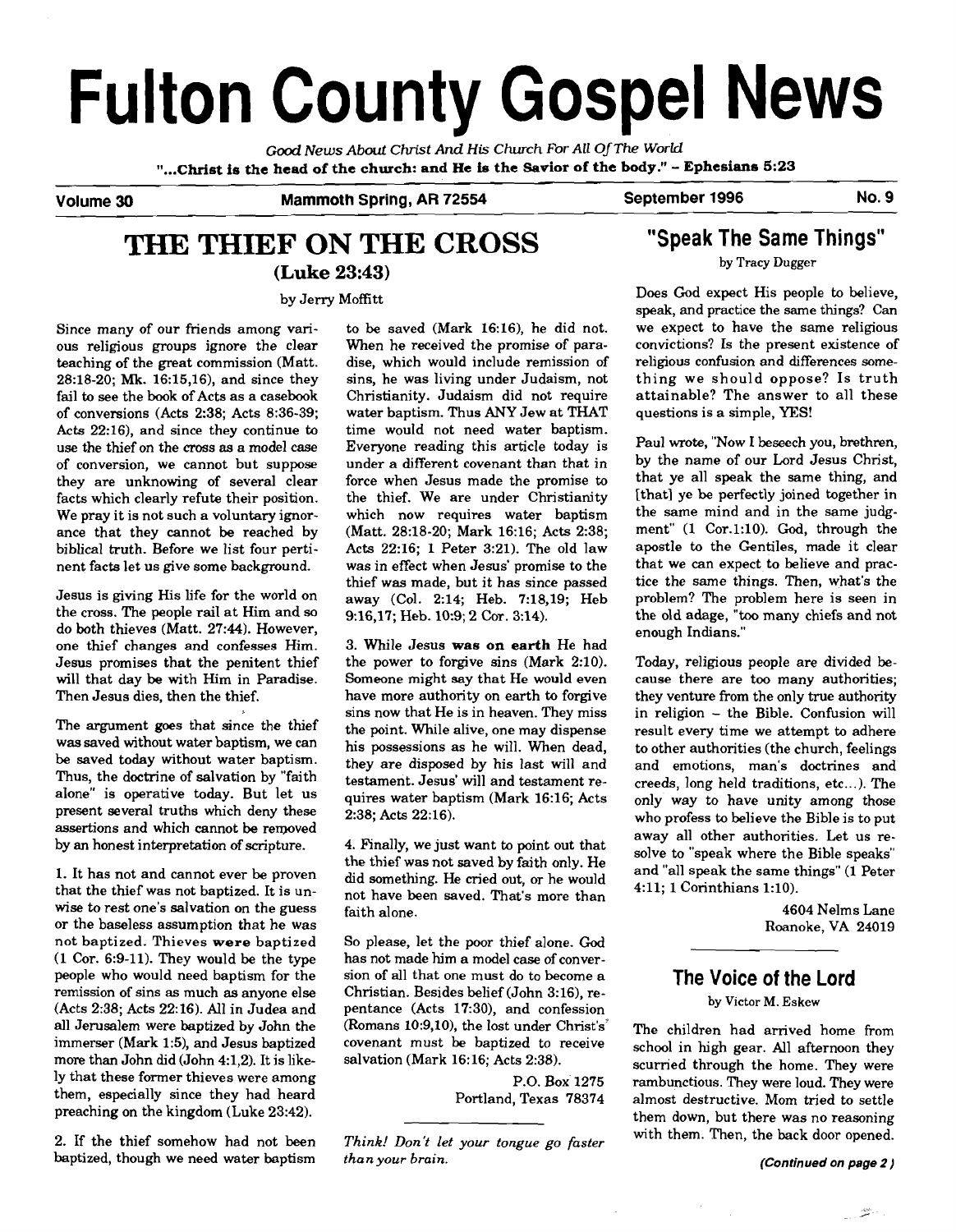# Fulton County Gospel News

*Good News About Christ And His Church For All Of The World*

**"...Christ is the head of the church: and He is the Savior of the body." - Ephesians 5:23**

**Volume 30** | **Mammoth Spring, AR 72554** | **September 1996** | **No. 9**

## THE THIEF ON THE CROSS
### (Luke 23:43)

by Jerry Moffitt

Since many of our friends among various religious groups ignore the clear teaching of the great commission (Matt. 28:18-20; Mk. 16:15,16), and since they fail to see the book of Acts as a casebook of conversions (Acts 2:38; Acts 8:36-39; Acts 22:16), and since they continue to use the thief on the cross as a model case of conversion, we cannot but suppose they are unknowing of several clear facts which clearly refute their position. We pray it is not such a voluntary ignorance that they cannot be reached by biblical truth. Before we list four pertinent facts let us give some background.

Jesus is giving His life for the world on the cross. The people rail at Him and so do both thieves (Matt. 27:44). However, one thief changes and confesses Him. Jesus promises that the penitent thief will that day be with Him in Paradise. Then Jesus dies, then the thief.

The argument goes that since the thief was saved without water baptism, we can be saved today without water baptism. Thus, the doctrine of salvation by "faith alone" is operative today. But let us present several truths which deny these assertions and which cannot be removed by an honest interpretation of scripture.

1. It has not and cannot ever be proven that the thief was not baptized. It is unwise to rest one's salvation on the guess or the baseless assumption that he was not baptized. Thieves **were** baptized (1 Cor. 6:9-11). They would be the type people who would need baptism for the remission of sins as much as anyone else (Acts 2:38; Acts 22:16). All in Judea and all Jerusalem were baptized by John the immerser (Mark 1:5), and Jesus baptized more than John did (John 4:1,2). It is likely that these former thieves were among them, especially since they had heard preaching on the kingdom (Luke 23:42).

2. If the thief somehow had not been baptized, though we need water baptism to be saved (Mark 16:16), he did not. When he received the promise of paradise, which would include remission of sins, he was living under Judaism, not Christianity. Judaism did not require water baptism. Thus ANY Jew at THAT time would not need water baptism. Everyone reading this article today is under a different covenant than that in force when Jesus made the promise to the thief. We are under Christianity which now requires water baptism (Matt. 28:18-20; Mark 16:16; Acts 2:38; Acts 22:16; 1 Peter 3:21). The old law was in effect when Jesus' promise to the thief was made, but it has since passed away (Col. 2:14; Heb. 7:18,19; Heb 9:16,17; Heb. 10:9; 2 Cor. 3:14).

3. While Jesus **was on earth** He had the power to forgive sins (Mark 2:10). Someone might say that He would even have more authority on earth to forgive sins now that He is in heaven. They miss the point. While alive, one may dispense his possessions as he will. When dead, they are disposed by his last will and testament. Jesus' will and testament requires water baptism (Mark 16:16; Acts 2:38; Acts 22:16).

4. Finally, we just want to point out that the thief was not saved by faith only. He did something. He cried out, or he would not have been saved. That's more than faith alone.

So please, let the poor thief alone. God has not made him a model case of conversion of all that one must do to become a Christian. Besides belief (John 3:16), repentance (Acts 17:30), and confession (Romans 10:9,10), the lost under Christ's covenant must be baptized to receive salvation (Mark 16:16; Acts 2:38).

P.O. Box 1275
Portland, Texas 78374

*Think! Don't let your tongue go faster than your brain.*

## "Speak The Same Things"

by Tracy Dugger

Does God expect His people to believe, speak, and practice the same things? Can we expect to have the same religious convictions? Is the present existence of religious confusion and differences something we should oppose? Is truth attainable? The answer to all these questions is a simple, YES!

Paul wrote, "Now I beseech you, brethren, by the name of our Lord Jesus Christ, that ye all speak the same thing, and [that] ye be perfectly joined together in the same mind and in the same judgment" (1 Cor.1:10). God, through the apostle to the Gentiles, made it clear that we can expect to believe and practice the same things. Then, what's the problem? The problem here is seen in the old adage, "too many chiefs and not enough Indians."

Today, religious people are divided because there are too many authorities; they venture from the only true authority in religion – the Bible. Confusion will result every time we attempt to adhere to other authorities (the church, feelings and emotions, man's doctrines and creeds, long held traditions, etc...). The only way to have unity among those who profess to believe the Bible is to put away all other authorities. Let us resolve to "speak where the Bible speaks" and "all speak the same things" (1 Peter 4:11; 1 Corinthians 1:10).

4604 Nelms Lane
Roanoke, VA 24019

## The Voice of the Lord

by Victor M. Eskew

The children had arrived home from school in high gear. All afternoon they scurried through the home. They were rambunctious. They were loud. They were almost destructive. Mom tried to settle them down, but there was no reasoning with them. Then, the back door opened.

***(Continued on page 2)***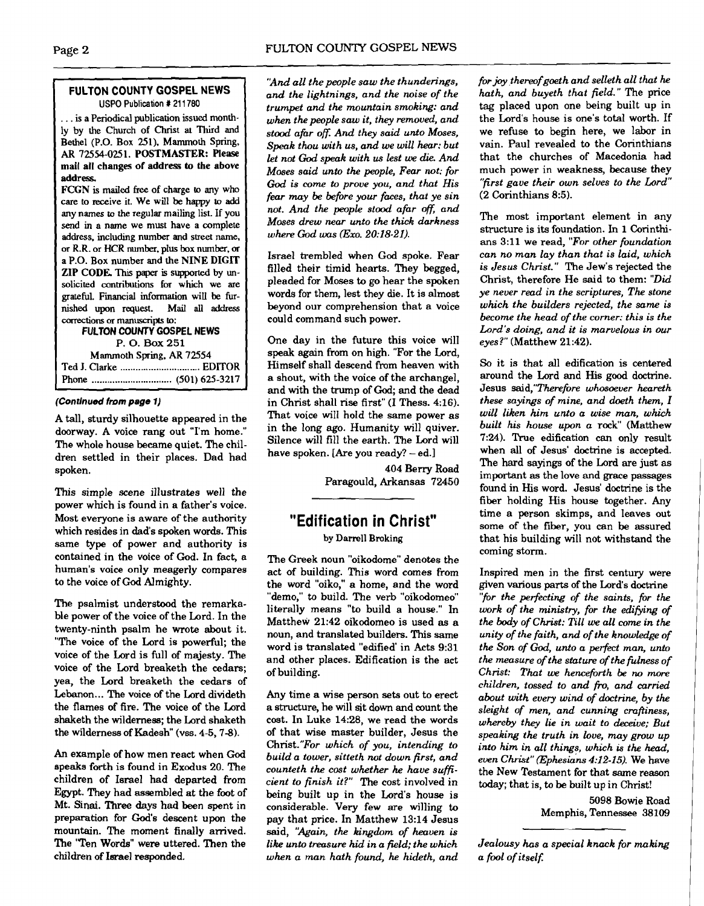**FULTON COUNTY GOSPEL NEWS**
USPO Publication # 211780

. . . is a Periodical publication issued monthly by the Church of Christ at Third and Bethel (P.O. Box 251), Mammoth Spring, AR 72554-0251. **POSTMASTER: Please mail all changes of address to the above address.**

FCGN is mailed free of charge to any who care to receive it. We will be happy to add any names to the regular mailing list. If you send in a name we must have a complete address, including number and street name, or R.R. or HCR number, plus box number, or a P.O. Box number and the **NINE DIGIT ZIP CODE.** This paper is supported by unsolicited contributions for which we are grateful. Financial information will be furnished upon request. Mail all address corrections or manuscripts to:

**FULTON COUNTY GOSPEL NEWS**
P. O. Box 251
Mammoth Spring, AR 72554
Ted J. Clarke .............................. EDITOR
Phone .............................. (501) 625-3217

***(Continued from page 1)***

A tall, sturdy silhouette appeared in the doorway. A voice rang out "I'm home." The whole house became quiet. The children settled in their places. Dad had spoken.

This simple scene illustrates well the power which is found in a father's voice. Most everyone is aware of the authority which resides in dad's spoken words. This same type of power and authority is contained in the voice of God. In fact, a human's voice only meagerly compares to the voice of God Almighty.

The psalmist understood the remarkable power of the voice of the Lord. In the twenty-ninth psalm he wrote about it. "The voice of the Lord is powerful; the voice of the Lord is full of majesty. The voice of the Lord breaketh the cedars; yea, the Lord breaketh the cedars of Lebanon... The voice of the Lord divideth the flames of fire. The voice of the Lord shaketh the wilderness; the Lord shaketh the wilderness of Kadesh" (vss. 4-5, 7-8).

An example of how men react when God speaks forth is found in Exodus 20. The children of Israel had departed from Egypt. They had assembled at the foot of Mt. Sinai. Three days had been spent in preparation for God's descent upon the mountain. The moment finally arrived. The "Ten Words" were uttered. Then the children of Israel responded.

*"And all the people saw the thunderings, and the lightnings, and the noise of the trumpet and the mountain smoking: and when the people saw it, they removed, and stood afar off. And they said unto Moses, Speak thou with us, and we will hear: but let not God speak with us lest we die. And Moses said unto the people, Fear not: for God is come to prove you, and that His fear may be before your faces, that ye sin not. And the people stood afar off, and Moses drew near unto the thick darkness where God was (Exo. 20:18-21).*

Israel trembled when God spoke. Fear filled their timid hearts. They begged, pleaded for Moses to go hear the spoken words for them, lest they die. It is almost beyond our comprehension that a voice could command such power.

One day in the future this voice will speak again from on high. "For the Lord, Himself shall descend from heaven with a shout, with the voice of the archangel, and with the trump of God; and the dead in Christ shall rise first" (I Thess. 4:16). That voice will hold the same power as in the long ago. Humanity will quiver. Silence will fill the earth. The Lord will have spoken. [Are you ready? – ed.]

404 Berry Road
Paragould, Arkansas 72450

## "Edification in Christ"

by Darrell Broking

The Greek noun "oikodome" denotes the act of building. This word comes from the word "oiko," a home, and the word "demo," to build. The verb "oikodomeo" literally means "to build a house." In Matthew 21:42 oikodomeo is used as a noun, and translated builders. This same word is translated "edified' in Acts 9:31 and other places. Edification is the act of building.

Any time a wise person sets out to erect a structure, he will sit down and count the cost. In Luke 14:28, we read the words of that wise master builder, Jesus the Christ.*"For which of you, intending to build a tower, sitteth not down first, and counteth the cost whether he have sufficient to finish it?"* The cost involved in being built up in the Lord's house is considerable. Very few are willing to pay that price. In Matthew 13:14 Jesus said, *"Again, the kingdom of heaven is like unto treasure hid in a field; the which when a man hath found, he hideth, and for joy thereof goeth and selleth all that he hath, and buyeth that field."* The price tag placed upon one being built up in the Lord's house is one's total worth. If we refuse to begin here, we labor in vain. Paul revealed to the Corinthians that the churches of Macedonia had much power in weakness, because they *"first gave their own selves to the Lord"* (2 Corinthians 8:5).

The most important element in any structure is its foundation. In 1 Corinthians 3:11 we read, *"For other foundation can no man lay than that is laid, which is Jesus Christ."* The Jew's rejected the Christ, therefore He said to them: *"Did ye never read in the scriptures, The stone which the builders rejected, the same is become the head of the corner: this is the Lord's doing, and it is marvelous in our eyes?"* (Matthew 21:42).

So it is that all edification is centered around the Lord and His good doctrine. Jesus said,*"Therefore whosoever heareth these sayings of mine, and doeth them, I will liken him unto a wise man, which built his house upon a rock"* (Matthew 7:24). True edification can only result when all of Jesus' doctrine is accepted. The hard sayings of the Lord are just as important as the love and grace passages found in His word. Jesus' doctrine is the fiber holding His house together. Any time a person skimps, and leaves out some of the fiber, you can be assured that his building will not withstand the coming storm.

Inspired men in the first century were given various parts of the Lord's doctrine *"for the perfecting of the saints, for the work of the ministry, for the edifying of the body of Christ: Till we all come in the unity of the faith, and of the knowledge of the Son of God, unto a perfect man, unto the measure of the stature of the fulness of Christ: That we henceforth be no more children, tossed to and fro, and carried about with every wind of doctrine, by the sleight of men, and cunning craftiness, whereby they lie in wait to deceive; But speaking the truth in love, may grow up into him in all things, which is the head, even Christ" (Ephesians 4:12-15).* We have the New Testament for that same reason today; that is, to be built up in Christ!

5098 Bowie Road
Memphis, Tennessee 38109

*Jealousy has a special knack for making a fool of itself.*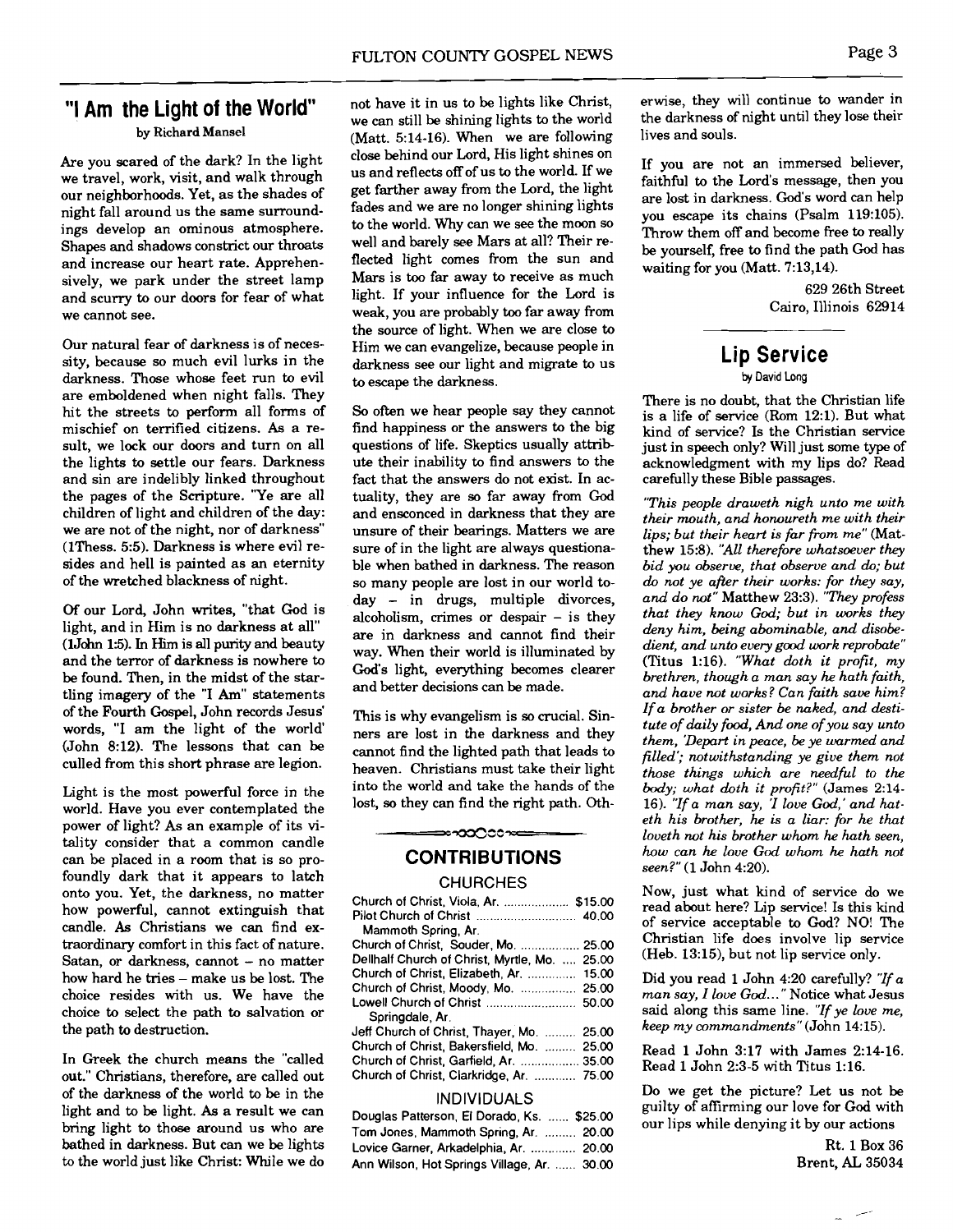## "I Am the Light of the World"

by Richard Mansel

Are you scared of the dark? In the light we travel, work, visit, and walk through our neighborhoods. Yet, as the shades of night fall around us the same surroundings develop an ominous atmosphere. Shapes and shadows constrict our throats and increase our heart rate. Apprehensively, we park under the street lamp and scurry to our doors for fear of what we cannot see.

Our natural fear of darkness is of necessity, because so much evil lurks in the darkness. Those whose feet run to evil are emboldened when night falls. They hit the streets to perform all forms of mischief on terrified citizens. As a result, we lock our doors and turn on all the lights to settle our fears. Darkness and sin are indelibly linked throughout the pages of the Scripture. "Ye are all children of light and children of the day: we are not of the night, nor of darkness" (1Thess. 5:5). Darkness is where evil resides and hell is painted as an eternity of the wretched blackness of night.

Of our Lord, John writes, "that God is light, and in Him is no darkness at all" (1John 1:5). In Him is all purity and beauty and the terror of darkness is nowhere to be found. Then, in the midst of the startling imagery of the "I Am" statements of the Fourth Gospel, John records Jesus' words, "I am the light of the world' (John 8:12). The lessons that can be culled from this short phrase are legion.

Light is the most powerful force in the world. Have you ever contemplated the power of light? As an example of its vitality consider that a common candle can be placed in a room that is so profoundly dark that it appears to latch onto you. Yet, the darkness, no matter how powerful, cannot extinguish that candle. As Christians we can find extraordinary comfort in this fact of nature. Satan, or darkness, cannot – no matter how hard he tries – make us be lost. The choice resides with us. We have the choice to select the path to salvation or the path to destruction.

In Greek the church means the "called out." Christians, therefore, are called out of the darkness of the world to be in the light and to be light. As a result we can bring light to those around us who are bathed in darkness. But can we be lights to the world just like Christ: While we do not have it in us to be lights like Christ, we can still be shining lights to the world (Matt. 5:14-16). When we are following close behind our Lord, His light shines on us and reflects off of us to the world. If we get farther away from the Lord, the light fades and we are no longer shining lights to the world. Why can we see the moon so well and barely see Mars at all? Their reflected light comes from the sun and Mars is too far away to receive as much light. If your influence for the Lord is weak, you are probably too far away from the source of light. When we are close to Him we can evangelize, because people in darkness see our light and migrate to us to escape the darkness.

So often we hear people say they cannot find happiness or the answers to the big questions of life. Skeptics usually attribute their inability to find answers to the fact that the answers do not exist. In actuality, they are so far away from God and ensconced in darkness that they are unsure of their bearings. Matters we are sure of in the light are always questionable when bathed in darkness. The reason so many people are lost in our world today – in drugs, multiple divorces, alcoholism, crimes or despair – is they are in darkness and cannot find their way. When their world is illuminated by God's light, everything becomes clearer and better decisions can be made.

This is why evangelism is so crucial. Sinners are lost in the darkness and they cannot find the lighted path that leads to heaven. Christians must take their light into the world and take the hands of the lost, so they can find the right path. Otherwise, they will continue to wander in the darkness of night until they lose their lives and souls.

If you are not an immersed believer, faithful to the Lord's message, then you are lost in darkness. God's word can help you escape its chains (Psalm 119:105). Throw them off and become free to really be yourself, free to find the path God has waiting for you (Matt. 7:13,14).

629 26th Street
Cairo, Illinois 62914

## CONTRIBUTIONS

### CHURCHES

| | |
|---|---|
| Church of Christ, Viola, Ar. | $15.00 |
| Pilot Church of Christ Mammoth Spring, Ar. | 40.00 |
| Church of Christ, Souder, Mo. | 25.00 |
| Dellhalf Church of Christ, Myrtle, Mo. | 25.00 |
| Church of Christ, Elizabeth, Ar. | 15.00 |
| Church of Christ, Moody, Mo. | 25.00 |
| Lowell Church of Christ Springdale, Ar. | 50.00 |
| Jeff Church of Christ, Thayer, Mo. | 25.00 |
| Church of Christ, Bakersfield, Mo. | 25.00 |
| Church of Christ, Garfield, Ar. | 35.00 |
| Church of Christ, Clarkridge, Ar. | 75.00 |

### INDIVIDUALS

| | |
|---|---|
| Douglas Patterson, El Dorado, Ks. | $25.00 |
| Tom Jones, Mammoth Spring, Ar. | 20.00 |
| Lovice Garner, Arkadelphia, Ar. | 20.00 |
| Ann Wilson, Hot Springs Village, Ar. | 30.00 |

## Lip Service

by David Long

There is no doubt, that the Christian life is a life of service (Rom 12:1). But what kind of service? Is the Christian service just in speech only? Will just some type of acknowledgment with my lips do? Read carefully these Bible passages.

*"This people draweth nigh unto me with their mouth, and honoureth me with their lips; but their heart is far from me"* (Matthew 15:8). *"All therefore whatsoever they bid you observe, that observe and do; but do not ye after their works: for they say, and do not"* Matthew 23:3). *"They profess that they know God; but in works they deny him, being abominable, and disobedient, and unto every good work reprobate"* (Titus 1:16). *"What doth it profit, my brethren, though a man say he hath faith, and have not works? Can faith save him? If a brother or sister be naked, and destitute of daily food, And one of you say unto them, 'Depart in peace, be ye warmed and filled'; notwithstanding ye give them not those things which are needful to the body; what doth it profit?"* (James 2:14-16). *"If a man say, 'I love God,' and hateth his brother, he is a liar: for he that loveth not his brother whom he hath seen, how can he love God whom he hath not seen?"* (1 John 4:20).

Now, just what kind of service do we read about here? Lip service! Is this kind of service acceptable to God? NO! The Christian life does involve lip service (Heb. 13:15), but not lip service only.

Did you read 1 John 4:20 carefully? *"If a man say, I love God..."* Notice what Jesus said along this same line. *"If ye love me, keep my commandments"* (John 14:15).

Read 1 John 3:17 with James 2:14-16. Read 1 John 2:3-5 with Titus 1:16.

Do we get the picture? Let us not be guilty of affirming our love for God with our lips while denying it by our actions

Rt. 1 Box 36
Brent, AL 35034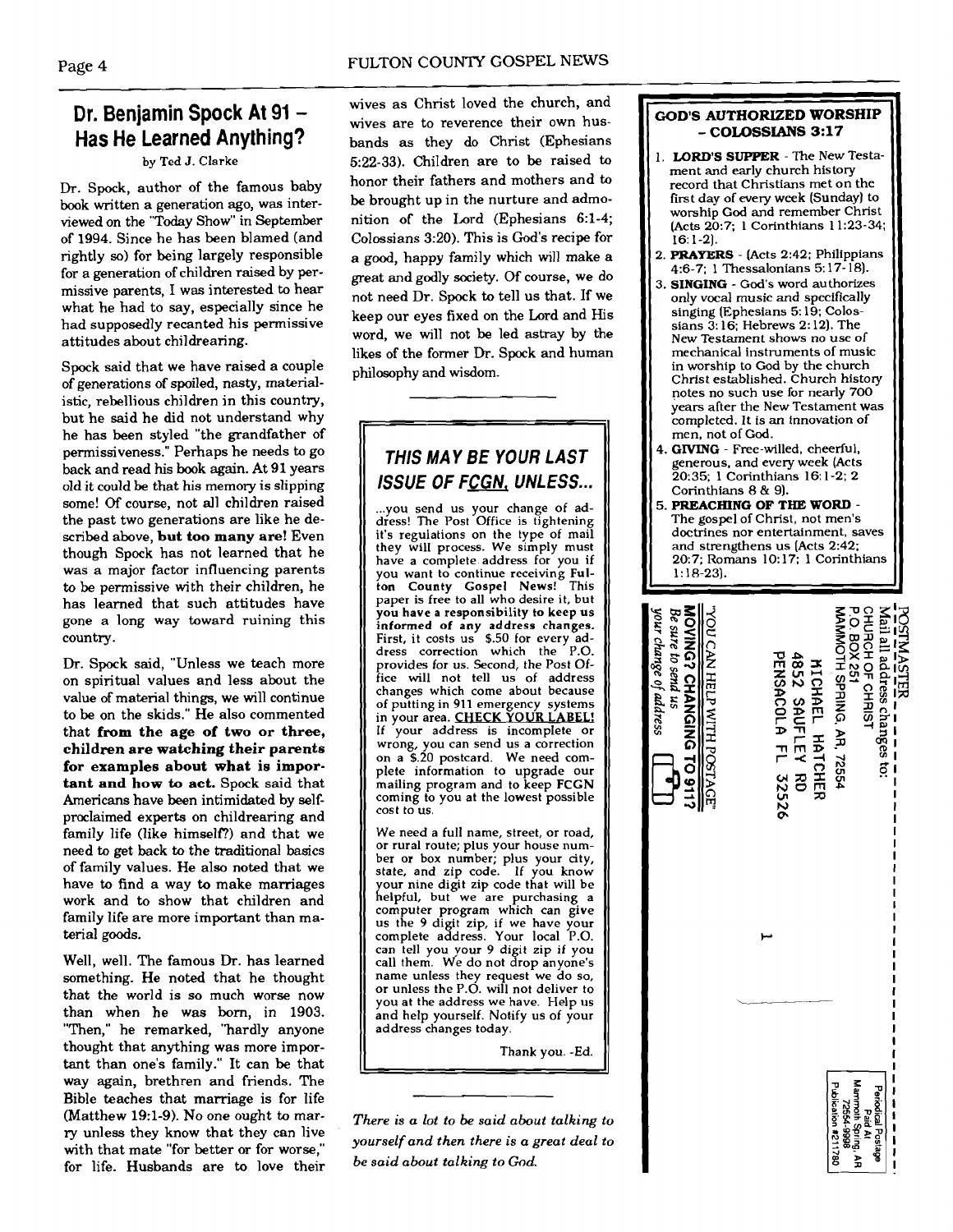## Dr. Benjamin Spock At 91 – Has He Learned Anything?

by Ted J. Clarke

Dr. Spock, author of the famous baby book written a generation ago, was interviewed on the "Today Show" in September of 1994. Since he has been blamed (and rightly so) for being largely responsible for a generation of children raised by permissive parents, I was interested to hear what he had to say, especially since he had supposedly recanted his permissive attitudes about childrearing.

Spock said that we have raised a couple of generations of spoiled, nasty, materialistic, rebellious children in this country, but he said he did not understand why he has been styled "the grandfather of permissiveness." Perhaps he needs to go back and read his book again. At 91 years old it could be that his memory is slipping some! Of course, not all children raised the past two generations are like he described above, **but too many are!** Even though Spock has not learned that he was a major factor influencing parents to be permissive with their children, he has learned that such attitudes have gone a long way toward ruining this country.

Dr. Spock said, "Unless we teach more on spiritual values and less about the value of material things, we will continue to be on the skids." He also commented that **from the age of two or three, children are watching their parents for examples about what is important and how to act.** Spock said that Americans have been intimidated by self-proclaimed experts on childrearing and family life (like himself?) and that we need to get back to the traditional basics of family values. He also noted that we have to find a way to make marriages work and to show that children and family life are more important than material goods.

Well, well. The famous Dr. has learned something. He noted that he thought that the world is so much worse now than when he was born, in 1903. "Then," he remarked, "hardly anyone thought that anything was more important than one's family." It can be that way again, brethren and friends. The Bible teaches that marriage is for life (Matthew 19:1-9). No one ought to marry unless they know that they can live with that mate "for better or for worse," for life. Husbands are to love their wives as Christ loved the church, and wives are to reverence their own husbands as they do Christ (Ephesians 5:22-33). Children are to be raised to honor their fathers and mothers and to be brought up in the nurture and admonition of the Lord (Ephesians 6:1-4; Colossians 3:20). This is God's recipe for a good, happy family which will make a great and godly society. Of course, we do not need Dr. Spock to tell us that. If we keep our eyes fixed on the Lord and His word, we will not be led astray by the likes of the former Dr. Spock and human philosophy and wisdom.

---

### *THIS MAY BE YOUR LAST ISSUE OF FCGN, UNLESS...*

...you send us your change of address! The Post Office is tightening it's regulations on the type of mail they will process. We simply must have a complete address for you if you want to continue receiving **Fulton County Gospel News!** This paper is free to all who desire it, but **you have a responsibility to keep us informed of any address changes.** First, it costs us $.50 for every address correction which the P.O. provides for us. Second, the Post Office will not tell us of address changes which come about because of putting in 911 emergency systems in your area. CHECK YOUR LABEL! If your address is incomplete or wrong, you can send us a correction on a $.20 postcard. We need complete information to upgrade our mailing program and to keep FCGN coming to you at the lowest possible cost to us.

We need a full name, street, or road, or rural route; plus your house number or box number; plus your city, state, and zip code. If you know your nine digit zip code that will be helpful, but we are purchasing a computer program which can give us the 9 digit zip, if we have your complete address. Your local P.O. can tell you your 9 digit zip if you call them. We do not drop anyone's name unless they request we do so, or unless the P.O. will not deliver to you at the address we have. Help us and help yourself. Notify us of your address changes today.

Thank you. -Ed.

---

*There is a lot to be said about talking to yourself and then there is a great deal to be said about talking to God.*

---

### GOD'S AUTHORIZED WORSHIP - COLOSSIANS 3:17

1. **LORD'S SUPPER** - The New Testament and early church history record that Christians met on the first day of every week (Sunday) to worship God and remember Christ (Acts 20:7; 1 Corinthians 11:23-34; 16:1-2).
2. **PRAYERS** - (Acts 2:42; Philippians 4:6-7; 1 Thessalonians 5:17-18).
3. **SINGING** - God's word authorizes only vocal music and specifically singing (Ephesians 5:19; Colossians 3:16; Hebrews 2:12). The New Testament shows no use of mechanical instruments of music in worship to God by the church Christ established. Church history notes no such use for nearly 700 years after the New Testament was completed. It is an innovation of men, not of God.
4. **GIVING** - Free-willed, cheerful, generous, and every week (Acts 20:35; 1 Corinthians 16:1-2; 2 Corinthians 8 & 9).
5. **PREACHING OF THE WORD** - The gospel of Christ, not men's doctrines nor entertainment, saves and strengthens us (Acts 2:42; 20:7; Romans 10:17; 1 Corinthians 1:18-23).

---

POSTMASTER
Mail all address changes to:
CHURCH OF CHRIST
P O BOX 251
MAMMOTH SPRING, AR, 72554

MICHAEL HATCHER
4852 SAUFLEY RD
PENSACOLA FL 32526

"YOU CAN HELP WITH POSTAGE"
**MOVING? CHANGING TO 911?**
*Be sure to send us your change of address*

Periodical Postage
Paid At
Mammoth Spring, AR
72554-9998
Publication #211780